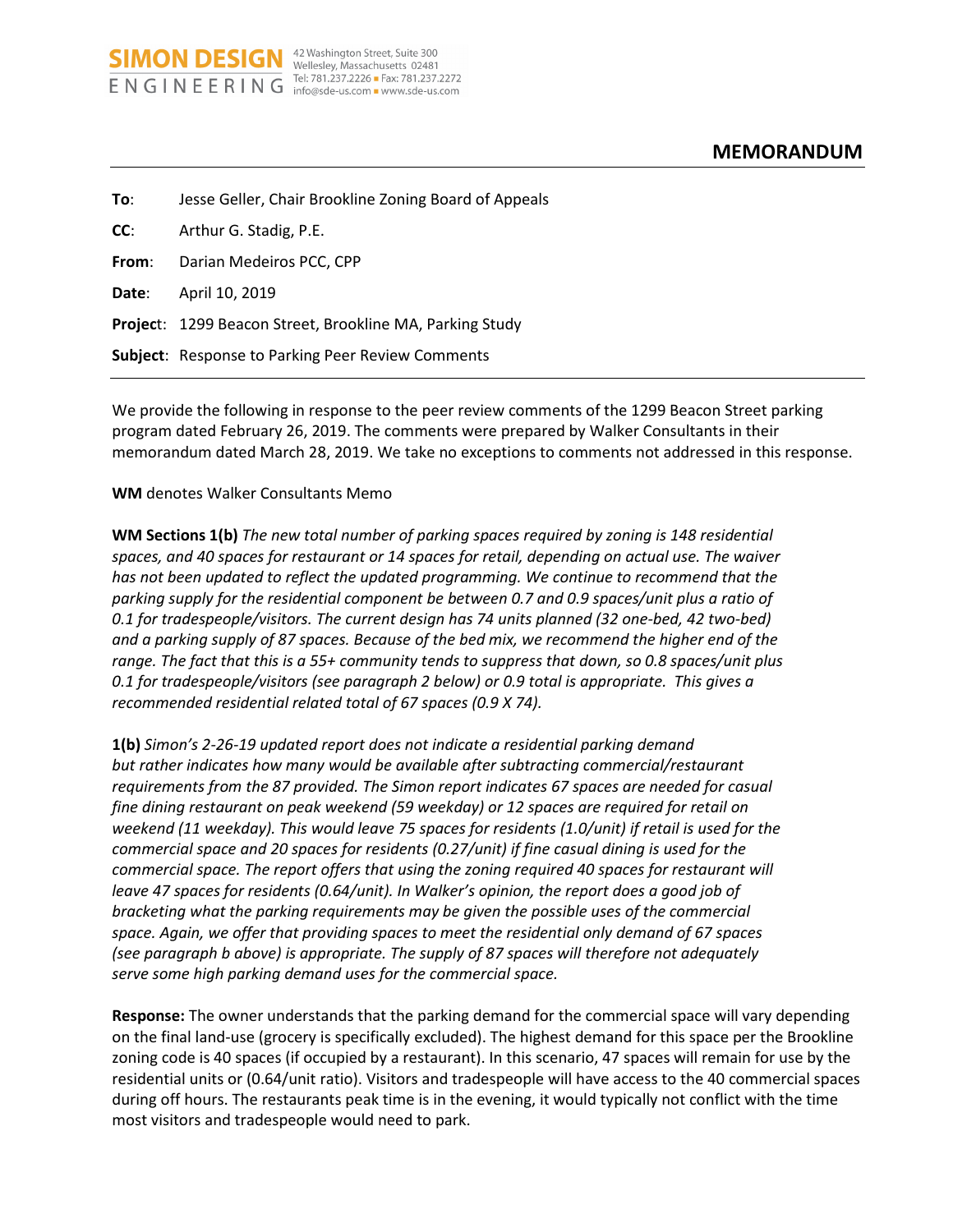**SIMON DESIGN ENGINEERING** 42 Washington Street, Suite 300 Wellesley, Massachusetts 02481 Tel: 781.237.2226 ■ Fax: 781.237.2272 info@sde-us.com ■ www.sde-us.com

# MEMORANDUM

**To**: Jesse Geller, Chair Brookline Zoning Board of Appeals

**CC**: Arthur G. Stadig, P.E.

**From**: Darian Medeiros PCC, CPP

**Date**: April 10, 2019

**Project**: 1299 Beacon Street, Brookline MA, Parking Study

**Subject**: Response to Parking Peer Review Comments

---

We provide the following in response to the peer review comments of the 1299 Beacon Street parking program dated February 26, 2019. The comments were prepared by Walker Consultants in their memorandum dated March 28, 2019. We take no exceptions to comments not addressed in this response.

**WM** denotes Walker Consultants Memo

**WM Sections 1(b)** *The new total number of parking spaces required by zoning is 148 residential spaces, and 40 spaces for restaurant or 14 spaces for retail, depending on actual use. The waiver has not been updated to reflect the updated programming. We continue to recommend that the parking supply for the residential component be between 0.7 and 0.9 spaces/unit plus a ratio of 0.1 for tradespeople/visitors. The current design has 74 units planned (32 one-bed, 42 two-bed) and a parking supply of 87 spaces. Because of the bed mix, we recommend the higher end of the range. The fact that this is a 55+ community tends to suppress that down, so 0.8 spaces/unit plus 0.1 for tradespeople/visitors (see paragraph 2 below) or 0.9 total is appropriate. This gives a recommended residential related total of 67 spaces (0.9 X 74).*

**1(b)** *Simon's 2-26-19 updated report does not indicate a residential parking demand but rather indicates how many would be available after subtracting commercial/restaurant requirements from the 87 provided. The Simon report indicates 67 spaces are needed for casual fine dining restaurant on peak weekend (59 weekday) or 12 spaces are required for retail on weekend (11 weekday). This would leave 75 spaces for residents (1.0/unit) if retail is used for the commercial space and 20 spaces for residents (0.27/unit) if fine casual dining is used for the commercial space. The report offers that using the zoning required 40 spaces for restaurant will leave 47 spaces for residents (0.64/unit). In Walker's opinion, the report does a good job of bracketing what the parking requirements may be given the possible uses of the commercial space. Again, we offer that providing spaces to meet the residential only demand of 67 spaces (see paragraph b above) is appropriate. The supply of 87 spaces will therefore not adequately serve some high parking demand uses for the commercial space.*

**Response:** The owner understands that the parking demand for the commercial space will vary depending on the final land-use (grocery is specifically excluded). The highest demand for this space per the Brookline zoning code is 40 spaces (if occupied by a restaurant). In this scenario, 47 spaces will remain for use by the residential units or (0.64/unit ratio). Visitors and tradespeople will have access to the 40 commercial spaces during off hours. The restaurants peak time is in the evening, it would typically not conflict with the time most visitors and tradespeople would need to park.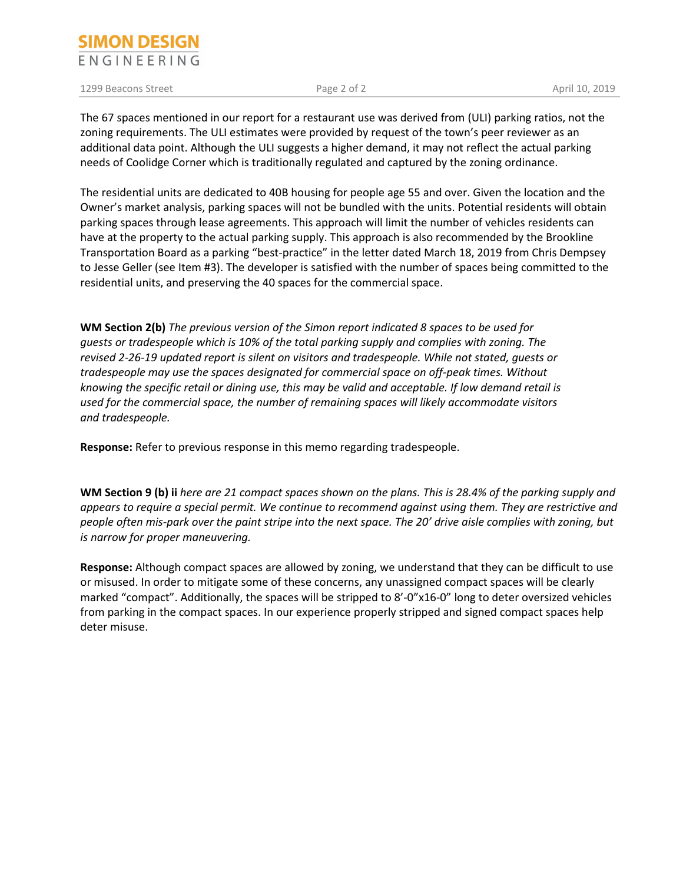The 67 spaces mentioned in our report for a restaurant use was derived from (ULI) parking ratios, not the zoning requirements. The ULI estimates were provided by request of the town's peer reviewer as an additional data point. Although the ULI suggests a higher demand, it may not reflect the actual parking needs of Coolidge Corner which is traditionally regulated and captured by the zoning ordinance.

The residential units are dedicated to 40B housing for people age 55 and over. Given the location and the Owner's market analysis, parking spaces will not be bundled with the units. Potential residents will obtain parking spaces through lease agreements. This approach will limit the number of vehicles residents can have at the property to the actual parking supply. This approach is also recommended by the Brookline Transportation Board as a parking "best-practice" in the letter dated March 18, 2019 from Chris Dempsey to Jesse Geller (see Item #3). The developer is satisfied with the number of spaces being committed to the residential units, and preserving the 40 spaces for the commercial space.

**WM Section 2(b)** *The previous version of the Simon report indicated 8 spaces to be used for guests or tradespeople which is 10% of the total parking supply and complies with zoning. The revised 2-26-19 updated report is silent on visitors and tradespeople. While not stated, guests or tradespeople may use the spaces designated for commercial space on off-peak times. Without knowing the specific retail or dining use, this may be valid and acceptable. If low demand retail is used for the commercial space, the number of remaining spaces will likely accommodate visitors and tradespeople.*

**Response:** Refer to previous response in this memo regarding tradespeople.

**WM Section 9 (b) ii** *here are 21 compact spaces shown on the plans. This is 28.4% of the parking supply and appears to require a special permit. We continue to recommend against using them. They are restrictive and people often mis-park over the paint stripe into the next space. The 20' drive aisle complies with zoning, but is narrow for proper maneuvering.*

**Response:** Although compact spaces are allowed by zoning, we understand that they can be difficult to use or misused. In order to mitigate some of these concerns, any unassigned compact spaces will be clearly marked "compact". Additionally, the spaces will be stripped to 8'-0"x16-0" long to deter oversized vehicles from parking in the compact spaces. In our experience properly stripped and signed compact spaces help deter misuse.